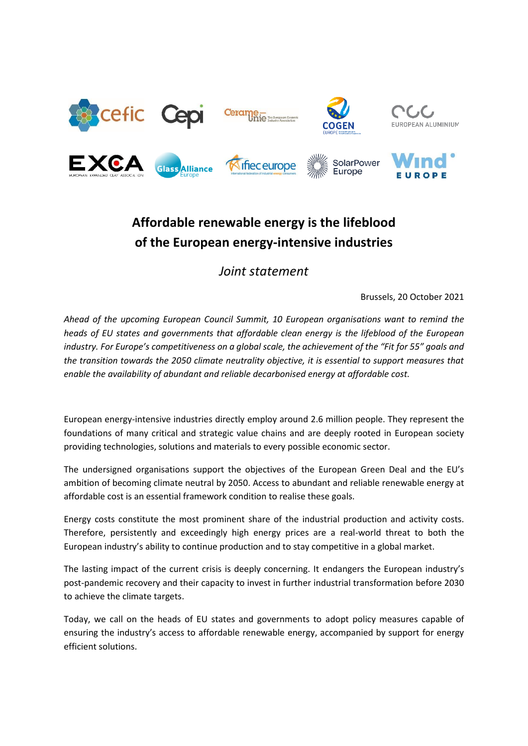# Affordable renewable energy is the lifeblood of the European energy-intensive industries

*Joint statement*

Brussels, 20 October 2021

*Ahead of the upcoming European Council Summit, 10 European organisations want to remind the heads of EU states and governments that affordable clean energy is the lifeblood of the European industry. For Europe's competitiveness on a global scale, the achievement of the "Fit for 55" goals and the transition towards the 2050 climate neutrality objective, it is essential to support measures that enable the availability of abundant and reliable decarbonised energy at affordable cost.*

European energy-intensive industries directly employ around 2.6 million people. They represent the foundations of many critical and strategic value chains and are deeply rooted in European society providing technologies, solutions and materials to every possible economic sector.

The undersigned organisations support the objectives of the European Green Deal and the EU's ambition of becoming climate neutral by 2050. Access to abundant and reliable renewable energy at affordable cost is an essential framework condition to realise these goals.

Energy costs constitute the most prominent share of the industrial production and activity costs. Therefore, persistently and exceedingly high energy prices are a real-world threat to both the European industry's ability to continue production and to stay competitive in a global market.

The lasting impact of the current crisis is deeply concerning. It endangers the European industry's post-pandemic recovery and their capacity to invest in further industrial transformation before 2030 to achieve the climate targets.

Today, we call on the heads of EU states and governments to adopt policy measures capable of ensuring the industry's access to affordable renewable energy, accompanied by support for energy efficient solutions.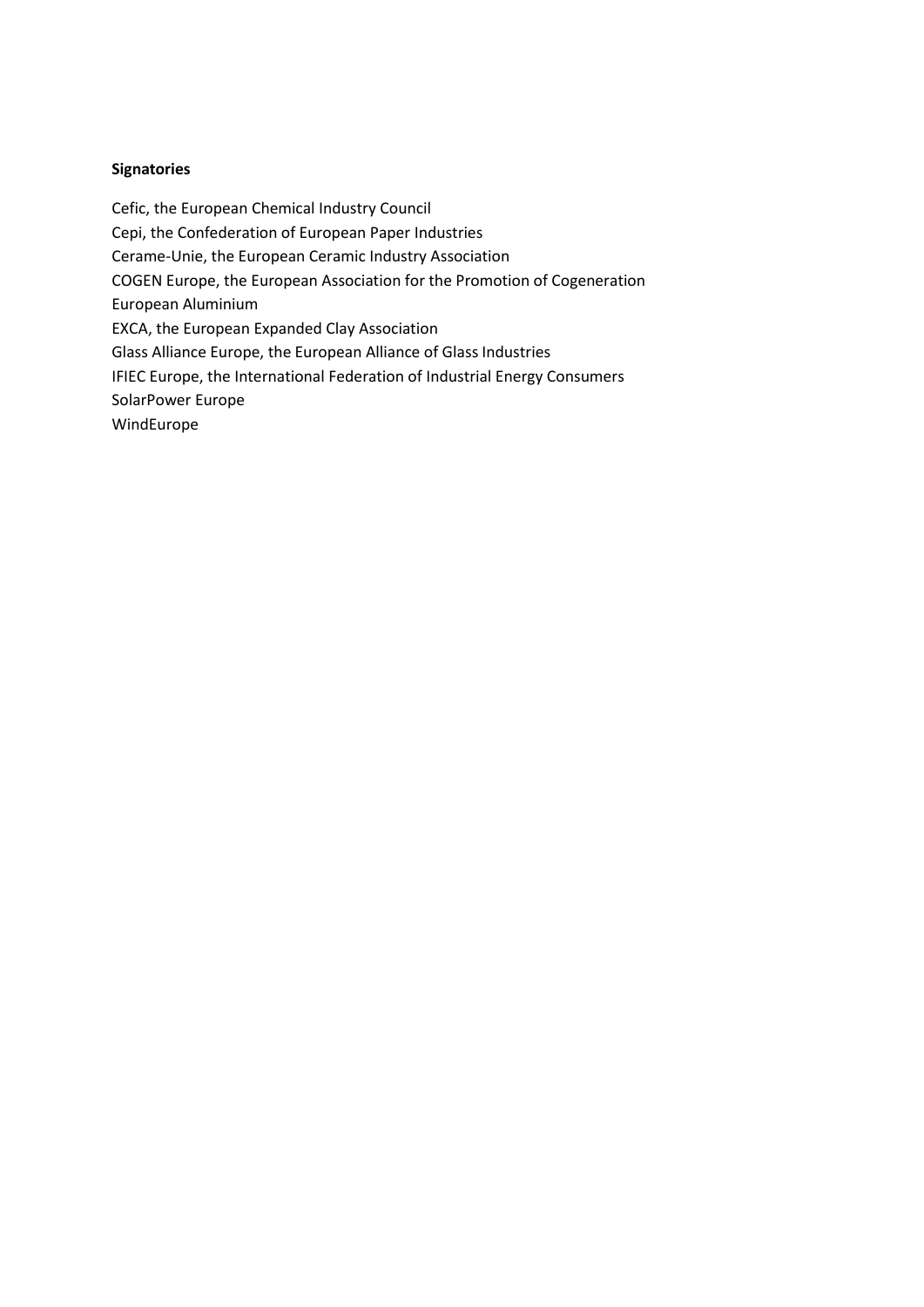**Signatories**

Cefic, the European Chemical Industry Council
Cepi, the Confederation of European Paper Industries
Cerame-Unie, the European Ceramic Industry Association
COGEN Europe, the European Association for the Promotion of Cogeneration
European Aluminium
EXCA, the European Expanded Clay Association
Glass Alliance Europe, the European Alliance of Glass Industries
IFIEC Europe, the International Federation of Industrial Energy Consumers
SolarPower Europe
WindEurope